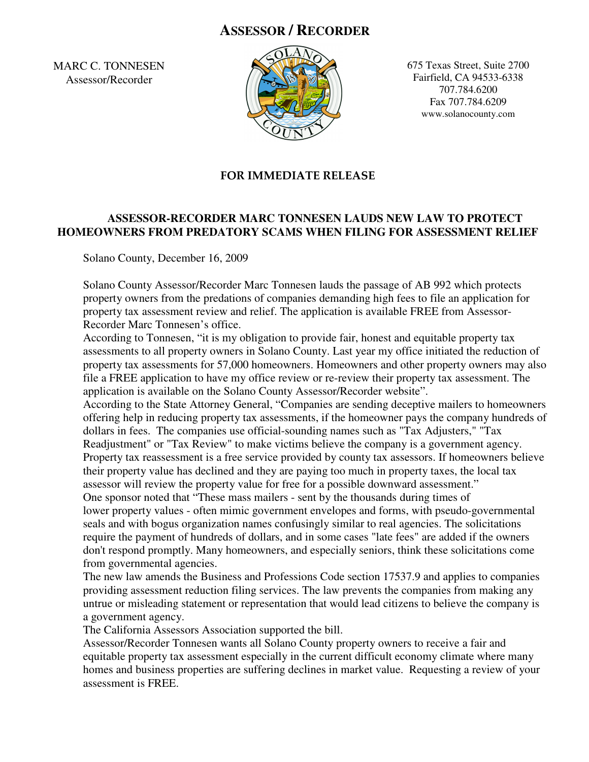# ASSESSOR / RECORDER

MARC C. TONNESEN
Assessor/Recorder

675 Texas Street, Suite 2700
Fairfield, CA 94533-6338
707.784.6200
Fax 707.784.6209
www.solanocounty.com

**FOR IMMEDIATE RELEASE**

## ASSESSOR-RECORDER MARC TONNESEN LAUDS NEW LAW TO PROTECT HOMEOWNERS FROM PREDATORY SCAMS WHEN FILING FOR ASSESSMENT RELIEF

Solano County, December 16, 2009

Solano County Assessor/Recorder Marc Tonnesen lauds the passage of AB 992 which protects property owners from the predations of companies demanding high fees to file an application for property tax assessment review and relief. The application is available FREE from Assessor-Recorder Marc Tonnesen's office.

According to Tonnesen, "it is my obligation to provide fair, honest and equitable property tax assessments to all property owners in Solano County. Last year my office initiated the reduction of property tax assessments for 57,000 homeowners. Homeowners and other property owners may also file a FREE application to have my office review or re-review their property tax assessment. The application is available on the Solano County Assessor/Recorder website".

According to the State Attorney General, "Companies are sending deceptive mailers to homeowners offering help in reducing property tax assessments, if the homeowner pays the company hundreds of dollars in fees. The companies use official-sounding names such as "Tax Adjusters," "Tax Readjustment" or "Tax Review" to make victims believe the company is a government agency. Property tax reassessment is a free service provided by county tax assessors. If homeowners believe their property value has declined and they are paying too much in property taxes, the local tax assessor will review the property value for free for a possible downward assessment."

One sponsor noted that "These mass mailers - sent by the thousands during times of lower property values - often mimic government envelopes and forms, with pseudo-governmental seals and with bogus organization names confusingly similar to real agencies. The solicitations require the payment of hundreds of dollars, and in some cases "late fees" are added if the owners don't respond promptly. Many homeowners, and especially seniors, think these solicitations come from governmental agencies.

The new law amends the Business and Professions Code section 17537.9 and applies to companies providing assessment reduction filing services. The law prevents the companies from making any untrue or misleading statement or representation that would lead citizens to believe the company is a government agency.

The California Assessors Association supported the bill.

Assessor/Recorder Tonnesen wants all Solano County property owners to receive a fair and equitable property tax assessment especially in the current difficult economy climate where many homes and business properties are suffering declines in market value. Requesting a review of your assessment is FREE.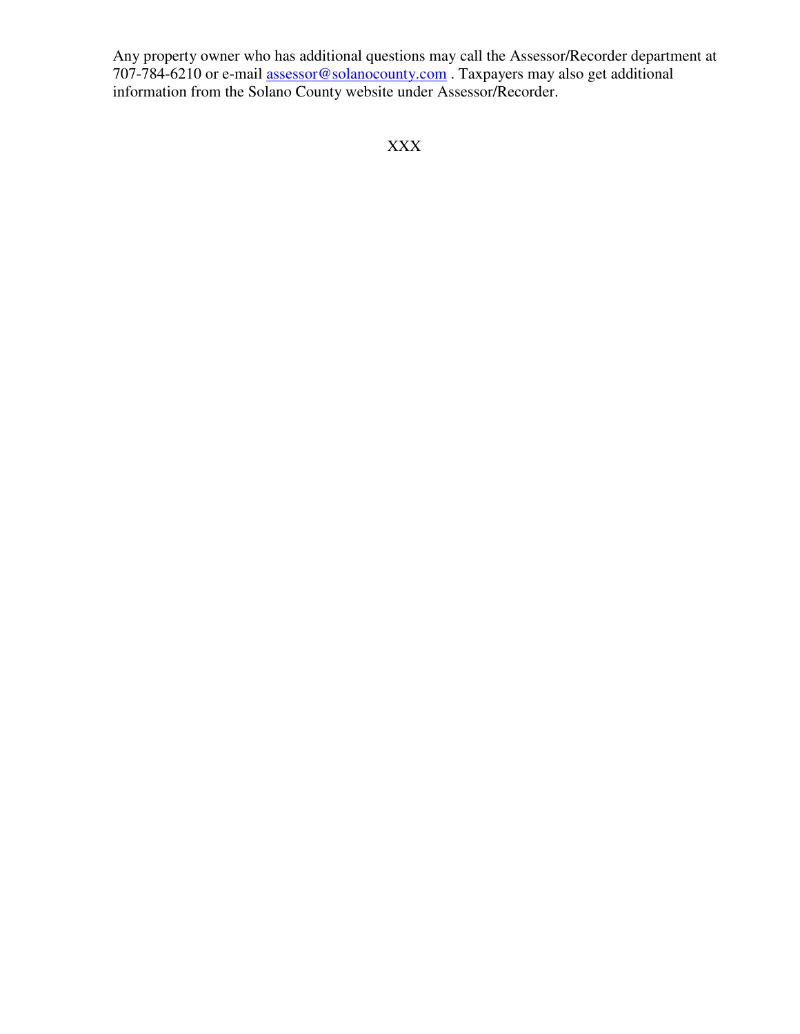Any property owner who has additional questions may call the Assessor/Recorder department at 707-784-6210 or e-mail assessor@solanocounty.com . Taxpayers may also get additional information from the Solano County website under Assessor/Recorder.

XXX